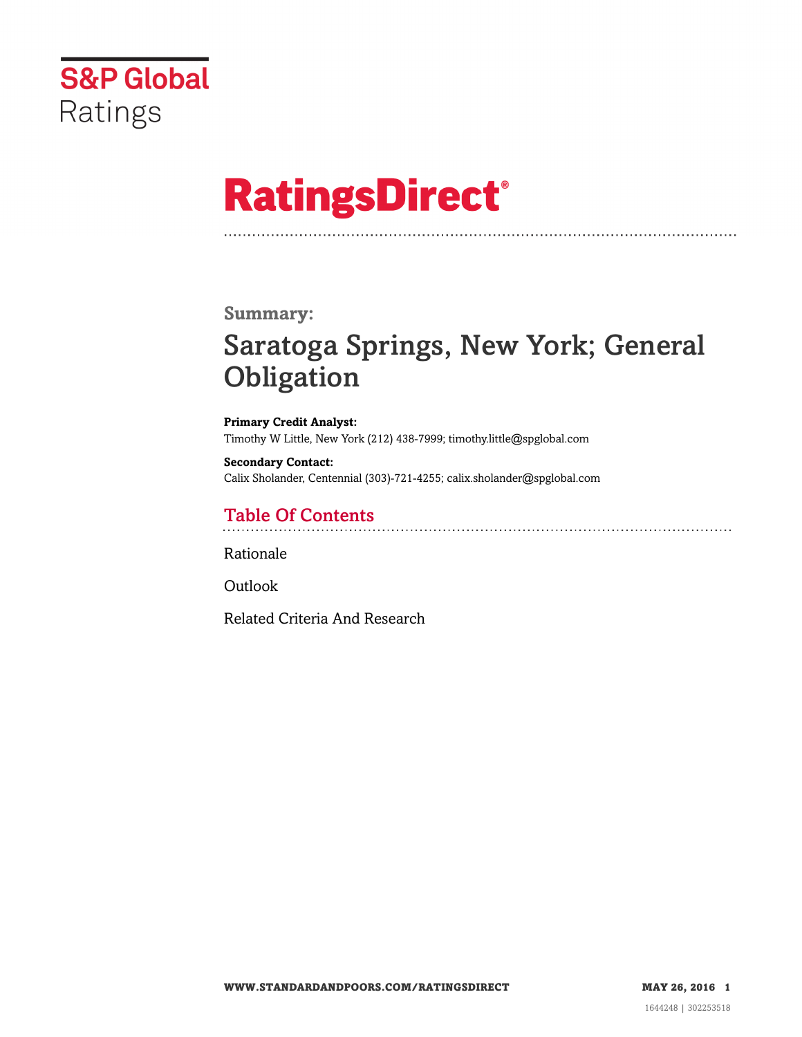S&P Global Ratings

# RatingsDirect®

## Summary:

# Saratoga Springs, New York; General Obligation

**Primary Credit Analyst:**
Timothy W Little, New York (212) 438-7999; timothy.little@spglobal.com

**Secondary Contact:**
Calix Sholander, Centennial (303)-721-4255; calix.sholander@spglobal.com

## Table Of Contents

Rationale

Outlook

Related Criteria And Research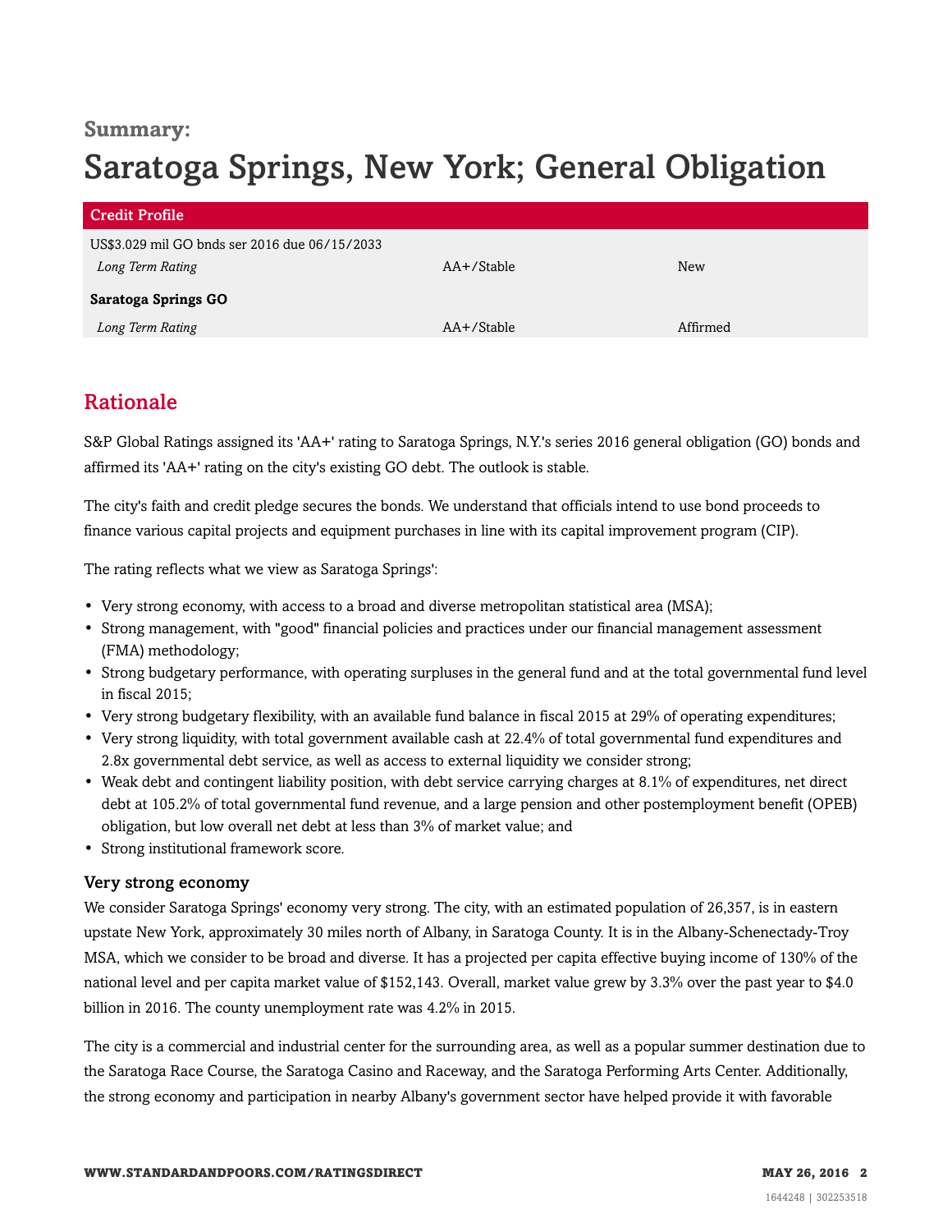**Summary:**

# Saratoga Springs, New York; General Obligation

| Credit Profile | | |
|---|---|---|
| US$3.029 mil GO bnds ser 2016 due 06/15/2033 | | |
| *Long Term Rating* | AA+/Stable | New |
| **Saratoga Springs GO** | | |
| *Long Term Rating* | AA+/Stable | Affirmed |

## Rationale

S&P Global Ratings assigned its 'AA+' rating to Saratoga Springs, N.Y.'s series 2016 general obligation (GO) bonds and affirmed its 'AA+' rating on the city's existing GO debt. The outlook is stable.

The city's faith and credit pledge secures the bonds. We understand that officials intend to use bond proceeds to finance various capital projects and equipment purchases in line with its capital improvement program (CIP).

The rating reflects what we view as Saratoga Springs':

- Very strong economy, with access to a broad and diverse metropolitan statistical area (MSA);
- Strong management, with "good" financial policies and practices under our financial management assessment (FMA) methodology;
- Strong budgetary performance, with operating surpluses in the general fund and at the total governmental fund level in fiscal 2015;
- Very strong budgetary flexibility, with an available fund balance in fiscal 2015 at 29% of operating expenditures;
- Very strong liquidity, with total government available cash at 22.4% of total governmental fund expenditures and 2.8x governmental debt service, as well as access to external liquidity we consider strong;
- Weak debt and contingent liability position, with debt service carrying charges at 8.1% of expenditures, net direct debt at 105.2% of total governmental fund revenue, and a large pension and other postemployment benefit (OPEB) obligation, but low overall net debt at less than 3% of market value; and
- Strong institutional framework score.

### Very strong economy

We consider Saratoga Springs' economy very strong. The city, with an estimated population of 26,357, is in eastern upstate New York, approximately 30 miles north of Albany, in Saratoga County. It is in the Albany-Schenectady-Troy MSA, which we consider to be broad and diverse. It has a projected per capita effective buying income of 130% of the national level and per capita market value of $152,143. Overall, market value grew by 3.3% over the past year to $4.0 billion in 2016. The county unemployment rate was 4.2% in 2015.

The city is a commercial and industrial center for the surrounding area, as well as a popular summer destination due to the Saratoga Race Course, the Saratoga Casino and Raceway, and the Saratoga Performing Arts Center. Additionally, the strong economy and participation in nearby Albany's government sector have helped provide it with favorable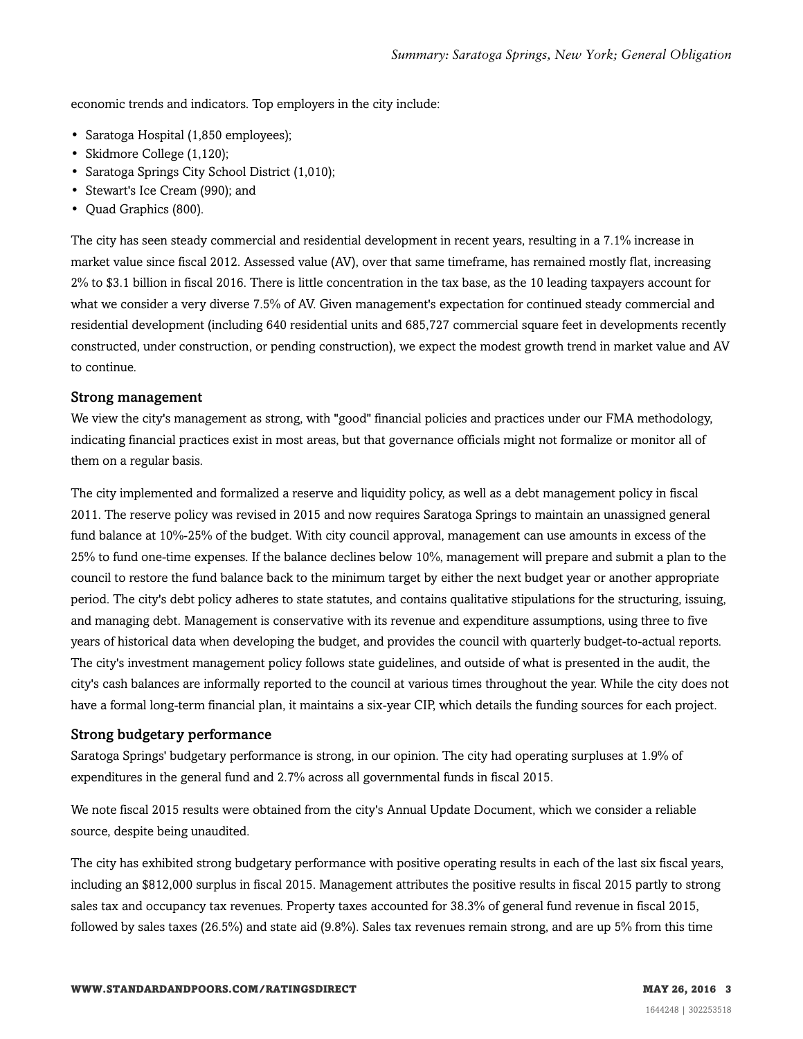economic trends and indicators. Top employers in the city include:

- Saratoga Hospital (1,850 employees);
- Skidmore College (1,120);
- Saratoga Springs City School District (1,010);
- Stewart's Ice Cream (990); and
- Quad Graphics (800).

The city has seen steady commercial and residential development in recent years, resulting in a 7.1% increase in market value since fiscal 2012. Assessed value (AV), over that same timeframe, has remained mostly flat, increasing 2% to $3.1 billion in fiscal 2016. There is little concentration in the tax base, as the 10 leading taxpayers account for what we consider a very diverse 7.5% of AV. Given management's expectation for continued steady commercial and residential development (including 640 residential units and 685,727 commercial square feet in developments recently constructed, under construction, or pending construction), we expect the modest growth trend in market value and AV to continue.

### Strong management

We view the city's management as strong, with "good" financial policies and practices under our FMA methodology, indicating financial practices exist in most areas, but that governance officials might not formalize or monitor all of them on a regular basis.

The city implemented and formalized a reserve and liquidity policy, as well as a debt management policy in fiscal 2011. The reserve policy was revised in 2015 and now requires Saratoga Springs to maintain an unassigned general fund balance at 10%-25% of the budget. With city council approval, management can use amounts in excess of the 25% to fund one-time expenses. If the balance declines below 10%, management will prepare and submit a plan to the council to restore the fund balance back to the minimum target by either the next budget year or another appropriate period. The city's debt policy adheres to state statutes, and contains qualitative stipulations for the structuring, issuing, and managing debt. Management is conservative with its revenue and expenditure assumptions, using three to five years of historical data when developing the budget, and provides the council with quarterly budget-to-actual reports. The city's investment management policy follows state guidelines, and outside of what is presented in the audit, the city's cash balances are informally reported to the council at various times throughout the year. While the city does not have a formal long-term financial plan, it maintains a six-year CIP, which details the funding sources for each project.

### Strong budgetary performance

Saratoga Springs' budgetary performance is strong, in our opinion. The city had operating surpluses at 1.9% of expenditures in the general fund and 2.7% across all governmental funds in fiscal 2015.

We note fiscal 2015 results were obtained from the city's Annual Update Document, which we consider a reliable source, despite being unaudited.

The city has exhibited strong budgetary performance with positive operating results in each of the last six fiscal years, including an $812,000 surplus in fiscal 2015. Management attributes the positive results in fiscal 2015 partly to strong sales tax and occupancy tax revenues. Property taxes accounted for 38.3% of general fund revenue in fiscal 2015, followed by sales taxes (26.5%) and state aid (9.8%). Sales tax revenues remain strong, and are up 5% from this time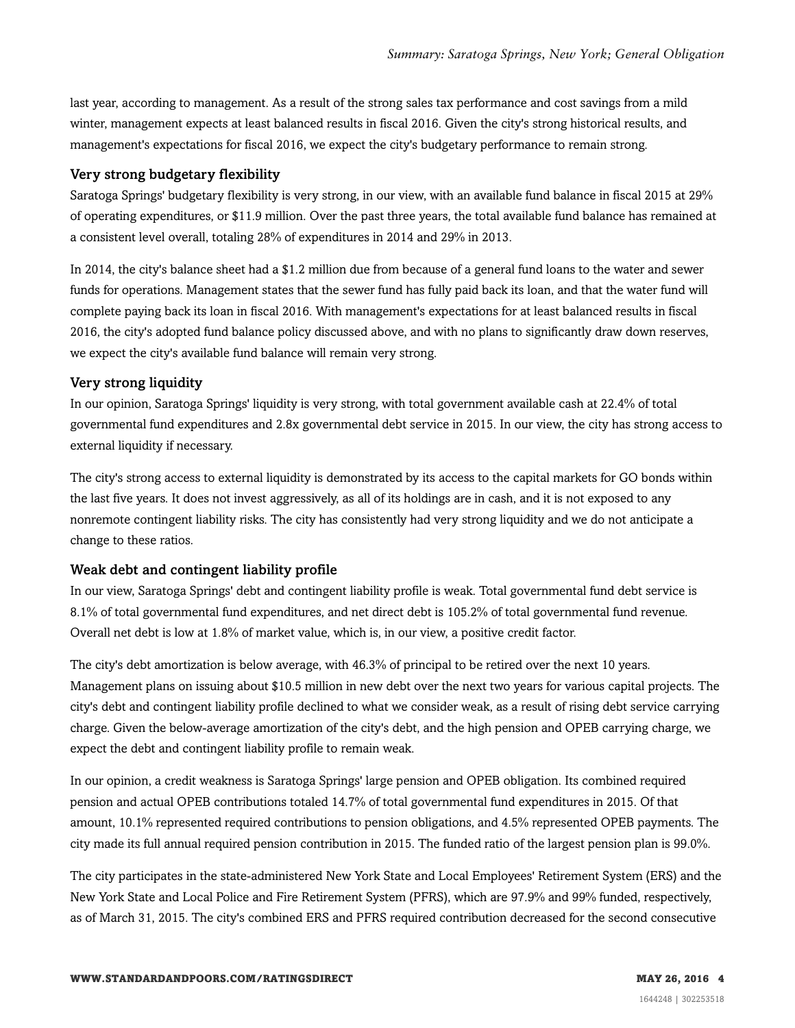last year, according to management. As a result of the strong sales tax performance and cost savings from a mild winter, management expects at least balanced results in fiscal 2016. Given the city's strong historical results, and management's expectations for fiscal 2016, we expect the city's budgetary performance to remain strong.

### Very strong budgetary flexibility

Saratoga Springs' budgetary flexibility is very strong, in our view, with an available fund balance in fiscal 2015 at 29% of operating expenditures, or $11.9 million. Over the past three years, the total available fund balance has remained at a consistent level overall, totaling 28% of expenditures in 2014 and 29% in 2013.

In 2014, the city's balance sheet had a $1.2 million due from because of a general fund loans to the water and sewer funds for operations. Management states that the sewer fund has fully paid back its loan, and that the water fund will complete paying back its loan in fiscal 2016. With management's expectations for at least balanced results in fiscal 2016, the city's adopted fund balance policy discussed above, and with no plans to significantly draw down reserves, we expect the city's available fund balance will remain very strong.

### Very strong liquidity

In our opinion, Saratoga Springs' liquidity is very strong, with total government available cash at 22.4% of total governmental fund expenditures and 2.8x governmental debt service in 2015. In our view, the city has strong access to external liquidity if necessary.

The city's strong access to external liquidity is demonstrated by its access to the capital markets for GO bonds within the last five years. It does not invest aggressively, as all of its holdings are in cash, and it is not exposed to any nonremote contingent liability risks. The city has consistently had very strong liquidity and we do not anticipate a change to these ratios.

### Weak debt and contingent liability profile

In our view, Saratoga Springs' debt and contingent liability profile is weak. Total governmental fund debt service is 8.1% of total governmental fund expenditures, and net direct debt is 105.2% of total governmental fund revenue. Overall net debt is low at 1.8% of market value, which is, in our view, a positive credit factor.

The city's debt amortization is below average, with 46.3% of principal to be retired over the next 10 years. Management plans on issuing about $10.5 million in new debt over the next two years for various capital projects. The city's debt and contingent liability profile declined to what we consider weak, as a result of rising debt service carrying charge. Given the below-average amortization of the city's debt, and the high pension and OPEB carrying charge, we expect the debt and contingent liability profile to remain weak.

In our opinion, a credit weakness is Saratoga Springs' large pension and OPEB obligation. Its combined required pension and actual OPEB contributions totaled 14.7% of total governmental fund expenditures in 2015. Of that amount, 10.1% represented required contributions to pension obligations, and 4.5% represented OPEB payments. The city made its full annual required pension contribution in 2015. The funded ratio of the largest pension plan is 99.0%.

The city participates in the state-administered New York State and Local Employees' Retirement System (ERS) and the New York State and Local Police and Fire Retirement System (PFRS), which are 97.9% and 99% funded, respectively, as of March 31, 2015. The city's combined ERS and PFRS required contribution decreased for the second consecutive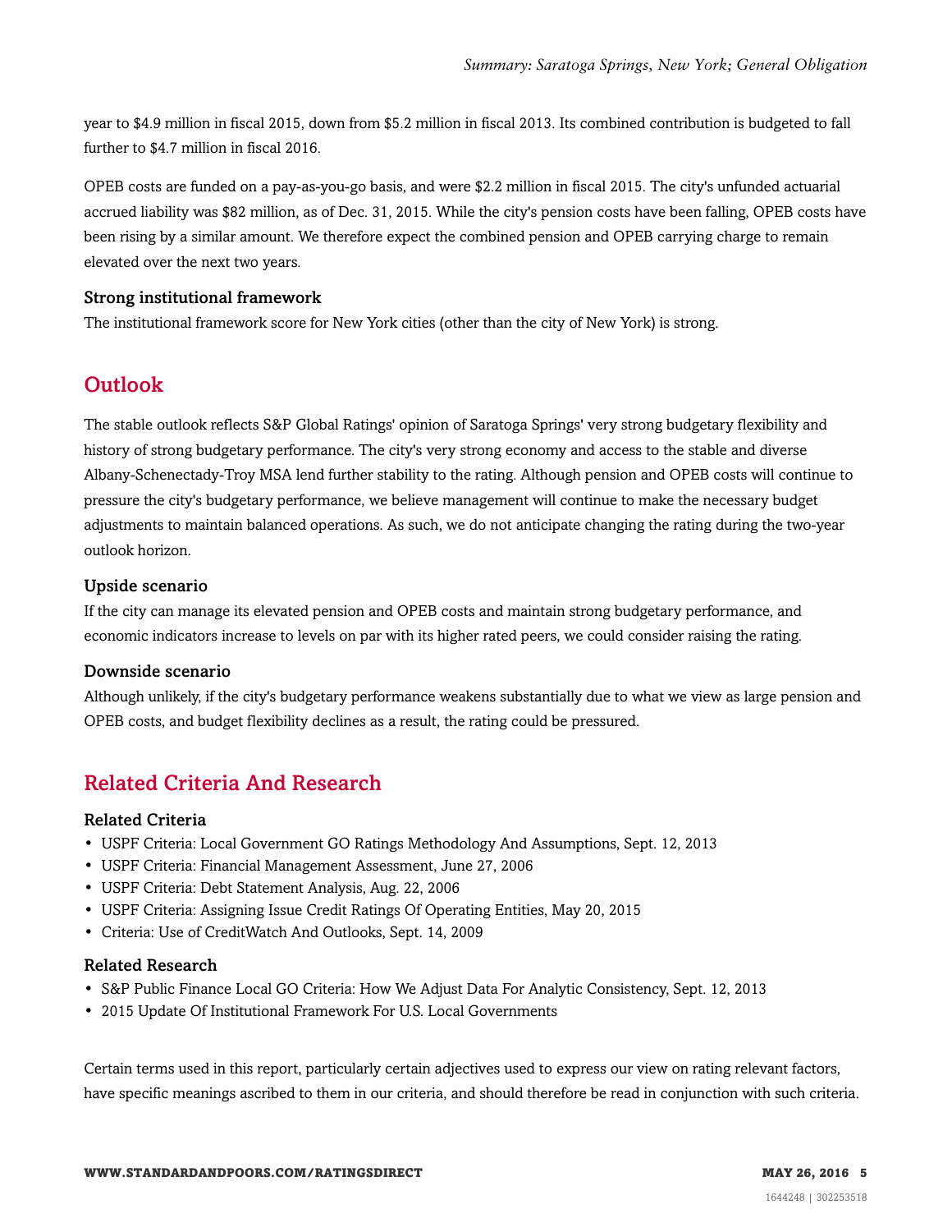year to $4.9 million in fiscal 2015, down from $5.2 million in fiscal 2013. Its combined contribution is budgeted to fall further to $4.7 million in fiscal 2016.

OPEB costs are funded on a pay-as-you-go basis, and were $2.2 million in fiscal 2015. The city's unfunded actuarial accrued liability was $82 million, as of Dec. 31, 2015. While the city's pension costs have been falling, OPEB costs have been rising by a similar amount. We therefore expect the combined pension and OPEB carrying charge to remain elevated over the next two years.

### Strong institutional framework

The institutional framework score for New York cities (other than the city of New York) is strong.

## Outlook

The stable outlook reflects S&P Global Ratings' opinion of Saratoga Springs' very strong budgetary flexibility and history of strong budgetary performance. The city's very strong economy and access to the stable and diverse Albany-Schenectady-Troy MSA lend further stability to the rating. Although pension and OPEB costs will continue to pressure the city's budgetary performance, we believe management will continue to make the necessary budget adjustments to maintain balanced operations. As such, we do not anticipate changing the rating during the two-year outlook horizon.

### Upside scenario

If the city can manage its elevated pension and OPEB costs and maintain strong budgetary performance, and economic indicators increase to levels on par with its higher rated peers, we could consider raising the rating.

### Downside scenario

Although unlikely, if the city's budgetary performance weakens substantially due to what we view as large pension and OPEB costs, and budget flexibility declines as a result, the rating could be pressured.

## Related Criteria And Research

### Related Criteria

- USPF Criteria: Local Government GO Ratings Methodology And Assumptions, Sept. 12, 2013
- USPF Criteria: Financial Management Assessment, June 27, 2006
- USPF Criteria: Debt Statement Analysis, Aug. 22, 2006
- USPF Criteria: Assigning Issue Credit Ratings Of Operating Entities, May 20, 2015
- Criteria: Use of CreditWatch And Outlooks, Sept. 14, 2009

### Related Research

- S&P Public Finance Local GO Criteria: How We Adjust Data For Analytic Consistency, Sept. 12, 2013
- 2015 Update Of Institutional Framework For U.S. Local Governments

Certain terms used in this report, particularly certain adjectives used to express our view on rating relevant factors, have specific meanings ascribed to them in our criteria, and should therefore be read in conjunction with such criteria.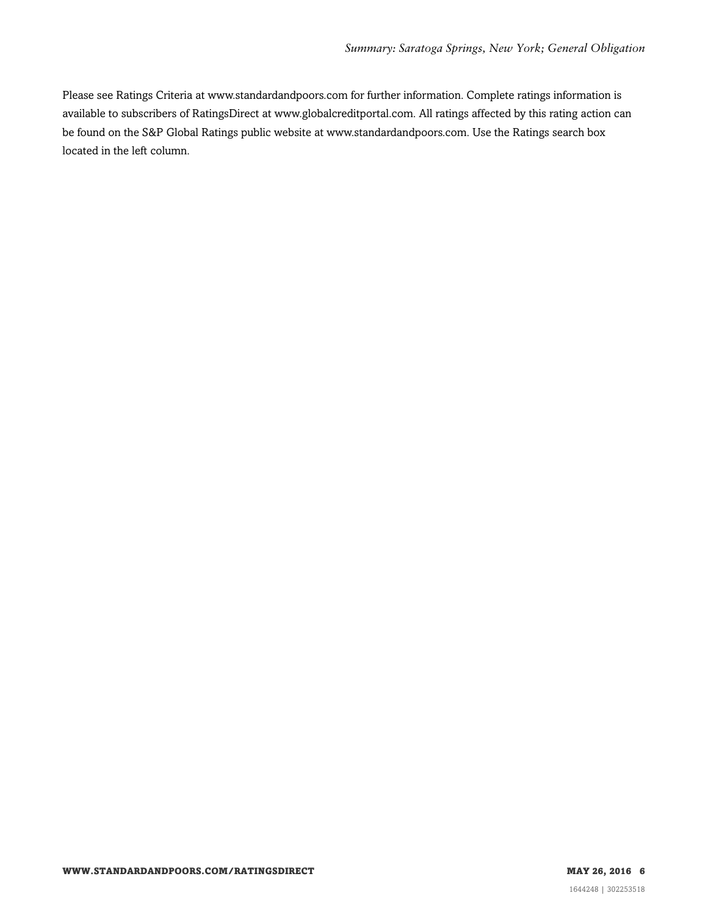Please see Ratings Criteria at www.standardandpoors.com for further information. Complete ratings information is available to subscribers of RatingsDirect at www.globalcreditportal.com. All ratings affected by this rating action can be found on the S&P Global Ratings public website at www.standardandpoors.com. Use the Ratings search box located in the left column.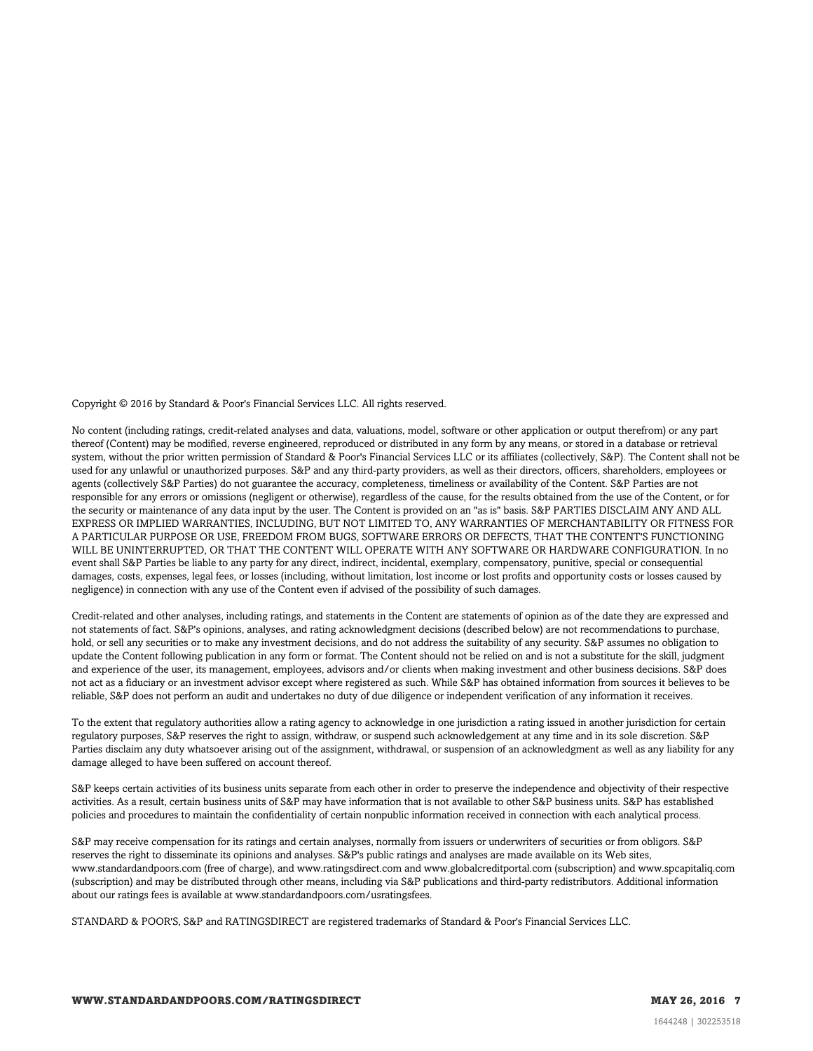Copyright © 2016 by Standard & Poor's Financial Services LLC. All rights reserved.

No content (including ratings, credit-related analyses and data, valuations, model, software or other application or output therefrom) or any part thereof (Content) may be modified, reverse engineered, reproduced or distributed in any form by any means, or stored in a database or retrieval system, without the prior written permission of Standard & Poor's Financial Services LLC or its affiliates (collectively, S&P). The Content shall not be used for any unlawful or unauthorized purposes. S&P and any third-party providers, as well as their directors, officers, shareholders, employees or agents (collectively S&P Parties) do not guarantee the accuracy, completeness, timeliness or availability of the Content. S&P Parties are not responsible for any errors or omissions (negligent or otherwise), regardless of the cause, for the results obtained from the use of the Content, or for the security or maintenance of any data input by the user. The Content is provided on an "as is" basis. S&P PARTIES DISCLAIM ANY AND ALL EXPRESS OR IMPLIED WARRANTIES, INCLUDING, BUT NOT LIMITED TO, ANY WARRANTIES OF MERCHANTABILITY OR FITNESS FOR A PARTICULAR PURPOSE OR USE, FREEDOM FROM BUGS, SOFTWARE ERRORS OR DEFECTS, THAT THE CONTENT'S FUNCTIONING WILL BE UNINTERRUPTED, OR THAT THE CONTENT WILL OPERATE WITH ANY SOFTWARE OR HARDWARE CONFIGURATION. In no event shall S&P Parties be liable to any party for any direct, indirect, incidental, exemplary, compensatory, punitive, special or consequential damages, costs, expenses, legal fees, or losses (including, without limitation, lost income or lost profits and opportunity costs or losses caused by negligence) in connection with any use of the Content even if advised of the possibility of such damages.

Credit-related and other analyses, including ratings, and statements in the Content are statements of opinion as of the date they are expressed and not statements of fact. S&P's opinions, analyses, and rating acknowledgment decisions (described below) are not recommendations to purchase, hold, or sell any securities or to make any investment decisions, and do not address the suitability of any security. S&P assumes no obligation to update the Content following publication in any form or format. The Content should not be relied on and is not a substitute for the skill, judgment and experience of the user, its management, employees, advisors and/or clients when making investment and other business decisions. S&P does not act as a fiduciary or an investment advisor except where registered as such. While S&P has obtained information from sources it believes to be reliable, S&P does not perform an audit and undertakes no duty of due diligence or independent verification of any information it receives.

To the extent that regulatory authorities allow a rating agency to acknowledge in one jurisdiction a rating issued in another jurisdiction for certain regulatory purposes, S&P reserves the right to assign, withdraw, or suspend such acknowledgement at any time and in its sole discretion. S&P Parties disclaim any duty whatsoever arising out of the assignment, withdrawal, or suspension of an acknowledgment as well as any liability for any damage alleged to have been suffered on account thereof.

S&P keeps certain activities of its business units separate from each other in order to preserve the independence and objectivity of their respective activities. As a result, certain business units of S&P may have information that is not available to other S&P business units. S&P has established policies and procedures to maintain the confidentiality of certain nonpublic information received in connection with each analytical process.

S&P may receive compensation for its ratings and certain analyses, normally from issuers or underwriters of securities or from obligors. S&P reserves the right to disseminate its opinions and analyses. S&P's public ratings and analyses are made available on its Web sites, www.standardandpoors.com (free of charge), and www.ratingsdirect.com and www.globalcreditportal.com (subscription) and www.spcapitaliq.com (subscription) and may be distributed through other means, including via S&P publications and third-party redistributors. Additional information about our ratings fees is available at www.standardandpoors.com/usratingsfees.

STANDARD & POOR'S, S&P and RATINGSDIRECT are registered trademarks of Standard & Poor's Financial Services LLC.